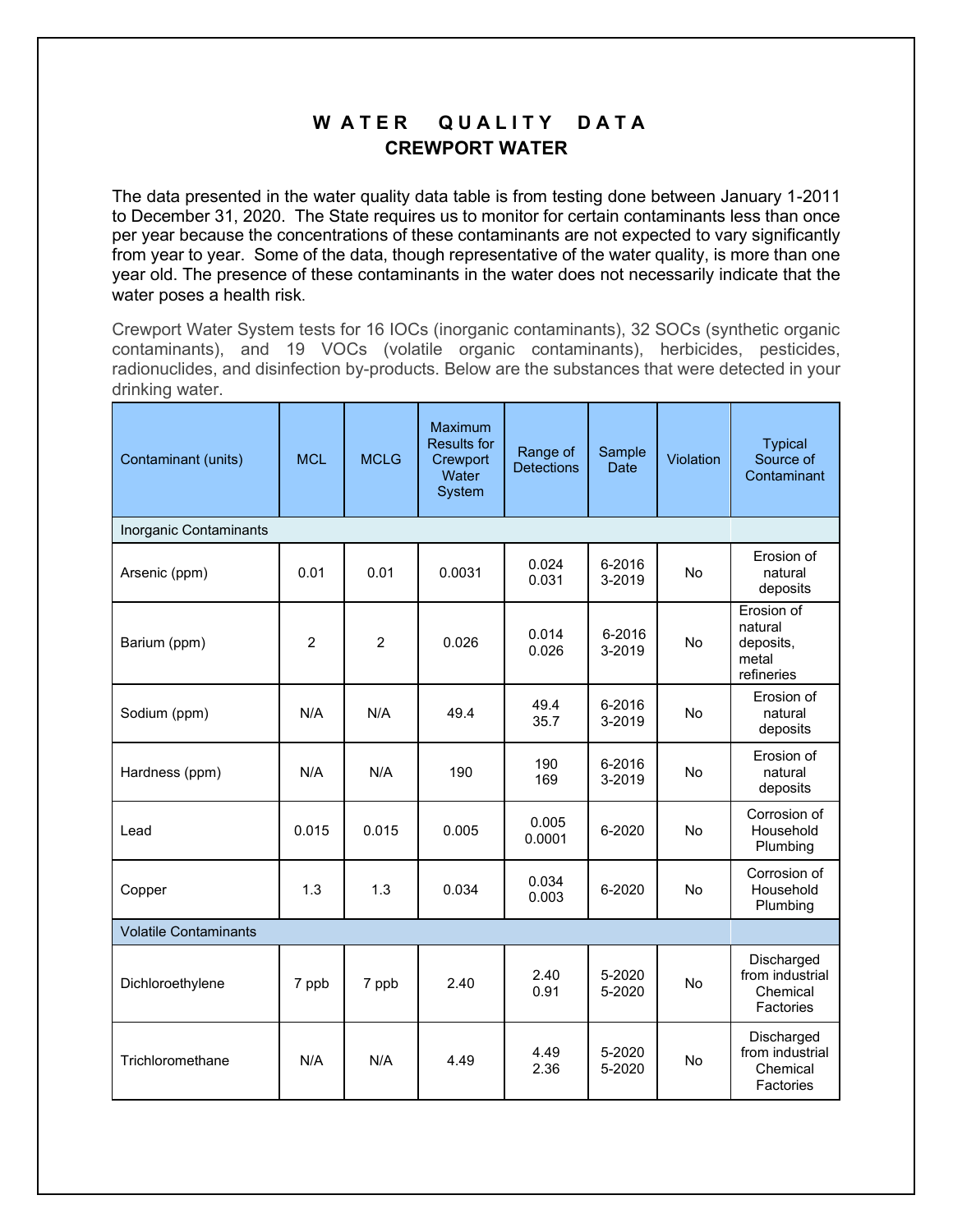# WATER QUALITY DATA
## CREWPORT WATER

The data presented in the water quality data table is from testing done between January 1-2011 to December 31, 2020. The State requires us to monitor for certain contaminants less than once per year because the concentrations of these contaminants are not expected to vary significantly from year to year. Some of the data, though representative of the water quality, is more than one year old. The presence of these contaminants in the water does not necessarily indicate that the water poses a health risk.

Crewport Water System tests for 16 IOCs (inorganic contaminants), 32 SOCs (synthetic organic contaminants), and 19 VOCs (volatile organic contaminants), herbicides, pesticides, radionuclides, and disinfection by-products. Below are the substances that were detected in your drinking water.

| Contaminant (units) | MCL | MCLG | Maximum Results for Crewport Water System | Range of Detections | Sample Date | Violation | Typical Source of Contaminant |
|---|---|---|---|---|---|---|---|
| Inorganic Contaminants | | | | | | | |
| Arsenic (ppm) | 0.01 | 0.01 | 0.0031 | 0.024<br>0.031 | 6-2016<br>3-2019 | No | Erosion of natural deposits |
| Barium (ppm) | 2 | 2 | 0.026 | 0.014<br>0.026 | 6-2016<br>3-2019 | No | Erosion of natural deposits, metal refineries |
| Sodium (ppm) | N/A | N/A | 49.4 | 49.4<br>35.7 | 6-2016<br>3-2019 | No | Erosion of natural deposits |
| Hardness (ppm) | N/A | N/A | 190 | 190<br>169 | 6-2016<br>3-2019 | No | Erosion of natural deposits |
| Lead | 0.015 | 0.015 | 0.005 | 0.005<br>0.0001 | 6-2020 | No | Corrosion of Household Plumbing |
| Copper | 1.3 | 1.3 | 0.034 | 0.034<br>0.003 | 6-2020 | No | Corrosion of Household Plumbing |
| Volatile Contaminants | | | | | | | |
| Dichloroethylene | 7 ppb | 7 ppb | 2.40 | 2.40<br>0.91 | 5-2020<br>5-2020 | No | Discharged from industrial Chemical Factories |
| Trichloromethane | N/A | N/A | 4.49 | 4.49<br>2.36 | 5-2020<br>5-2020 | No | Discharged from industrial Chemical Factories |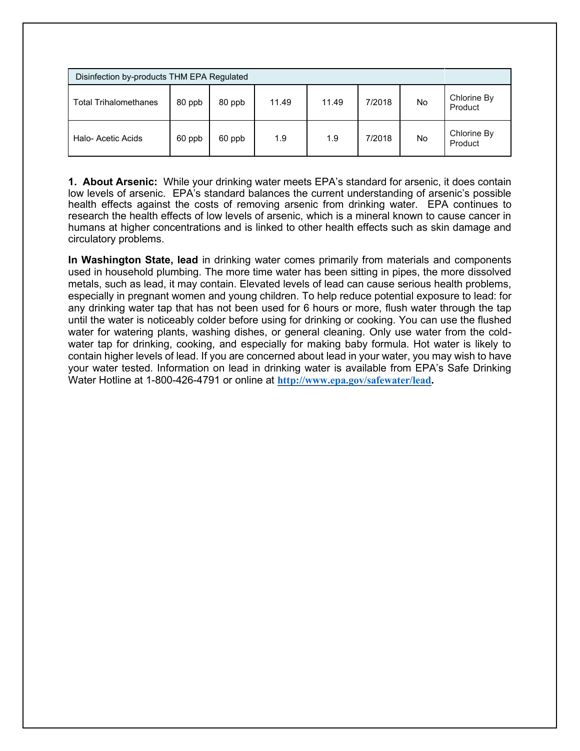| Disinfection by-products THM EPA Regulated | | | | | | | |
|---|---|---|---|---|---|---|---|
| Total Trihalomethanes | 80 ppb | 80 ppb | 11.49 | 11.49 | 7/2018 | No | Chlorine By Product |
| Halo- Acetic Acids | 60 ppb | 60 ppb | 1.9 | 1.9 | 7/2018 | No | Chlorine By Product |

**1. About Arsenic:** While your drinking water meets EPA's standard for arsenic, it does contain low levels of arsenic. EPA's standard balances the current understanding of arsenic's possible health effects against the costs of removing arsenic from drinking water. EPA continues to research the health effects of low levels of arsenic, which is a mineral known to cause cancer in humans at higher concentrations and is linked to other health effects such as skin damage and circulatory problems.

**In Washington State, lead** in drinking water comes primarily from materials and components used in household plumbing. The more time water has been sitting in pipes, the more dissolved metals, such as lead, it may contain. Elevated levels of lead can cause serious health problems, especially in pregnant women and young children. To help reduce potential exposure to lead: for any drinking water tap that has not been used for 6 hours or more, flush water through the tap until the water is noticeably colder before using for drinking or cooking. You can use the flushed water for watering plants, washing dishes, or general cleaning. Only use water from the cold-water tap for drinking, cooking, and especially for making baby formula. Hot water is likely to contain higher levels of lead. If you are concerned about lead in your water, you may wish to have your water tested. Information on lead in drinking water is available from EPA's Safe Drinking Water Hotline at 1-800-426-4791 or online at **http://www.epa.gov/safewater/lead.**